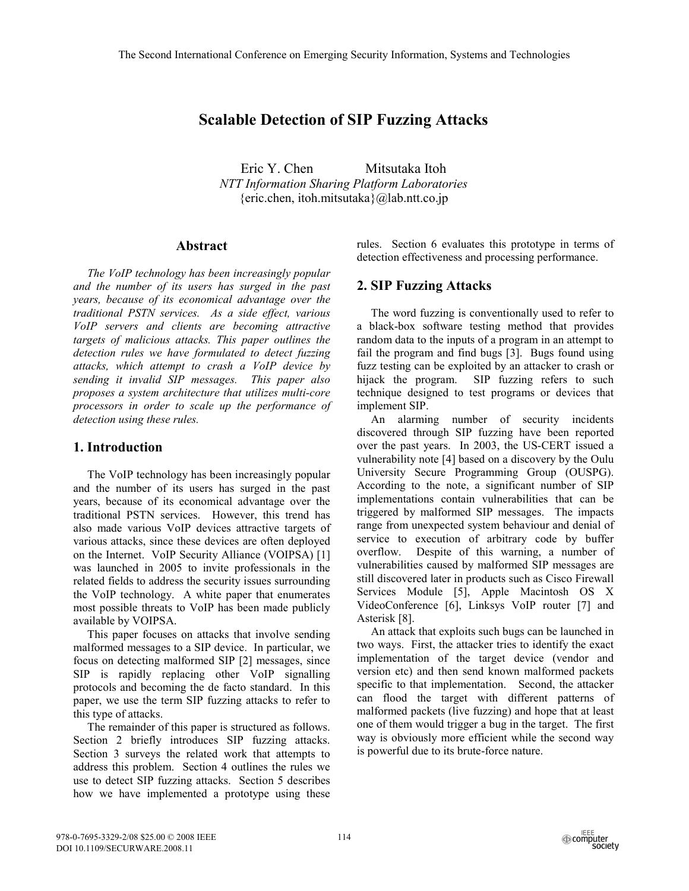# Scalable Detection of SIP Fuzzing Attacks

Eric Y. Chen Mitsutaka Itoh
*NTT Information Sharing Platform Laboratories*
{eric.chen, itoh.mitsutaka}@lab.ntt.co.jp

## Abstract

*The VoIP technology has been increasingly popular and the number of its users has surged in the past years, because of its economical advantage over the traditional PSTN services. As a side effect, various VoIP servers and clients are becoming attractive targets of malicious attacks. This paper outlines the detection rules we have formulated to detect fuzzing attacks, which attempt to crash a VoIP device by sending it invalid SIP messages. This paper also proposes a system architecture that utilizes multi-core processors in order to scale up the performance of detection using these rules.*

## 1. Introduction

The VoIP technology has been increasingly popular and the number of its users has surged in the past years, because of its economical advantage over the traditional PSTN services. However, this trend has also made various VoIP devices attractive targets of various attacks, since these devices are often deployed on the Internet. VoIP Security Alliance (VOIPSA) [1] was launched in 2005 to invite professionals in the related fields to address the security issues surrounding the VoIP technology. A white paper that enumerates most possible threats to VoIP has been made publicly available by VOIPSA.

This paper focuses on attacks that involve sending malformed messages to a SIP device. In particular, we focus on detecting malformed SIP [2] messages, since SIP is rapidly replacing other VoIP signalling protocols and becoming the de facto standard. In this paper, we use the term SIP fuzzing attacks to refer to this type of attacks.

The remainder of this paper is structured as follows. Section 2 briefly introduces SIP fuzzing attacks. Section 3 surveys the related work that attempts to address this problem. Section 4 outlines the rules we use to detect SIP fuzzing attacks. Section 5 describes how we have implemented a prototype using these rules. Section 6 evaluates this prototype in terms of detection effectiveness and processing performance.

## 2. SIP Fuzzing Attacks

The word fuzzing is conventionally used to refer to a black-box software testing method that provides random data to the inputs of a program in an attempt to fail the program and find bugs [3]. Bugs found using fuzz testing can be exploited by an attacker to crash or hijack the program. SIP fuzzing refers to such technique designed to test programs or devices that implement SIP.

An alarming number of security incidents discovered through SIP fuzzing have been reported over the past years. In 2003, the US-CERT issued a vulnerability note [4] based on a discovery by the Oulu University Secure Programming Group (OUSPG). According to the note, a significant number of SIP implementations contain vulnerabilities that can be triggered by malformed SIP messages. The impacts range from unexpected system behaviour and denial of service to execution of arbitrary code by buffer overflow. Despite of this warning, a number of vulnerabilities caused by malformed SIP messages are still discovered later in products such as Cisco Firewall Services Module [5], Apple Macintosh OS X VideoConference [6], Linksys VoIP router [7] and Asterisk [8].

An attack that exploits such bugs can be launched in two ways. First, the attacker tries to identify the exact implementation of the target device (vendor and version etc) and then send known malformed packets specific to that implementation. Second, the attacker can flood the target with different patterns of malformed packets (live fuzzing) and hope that at least one of them would trigger a bug in the target. The first way is obviously more efficient while the second way is powerful due to its brute-force nature.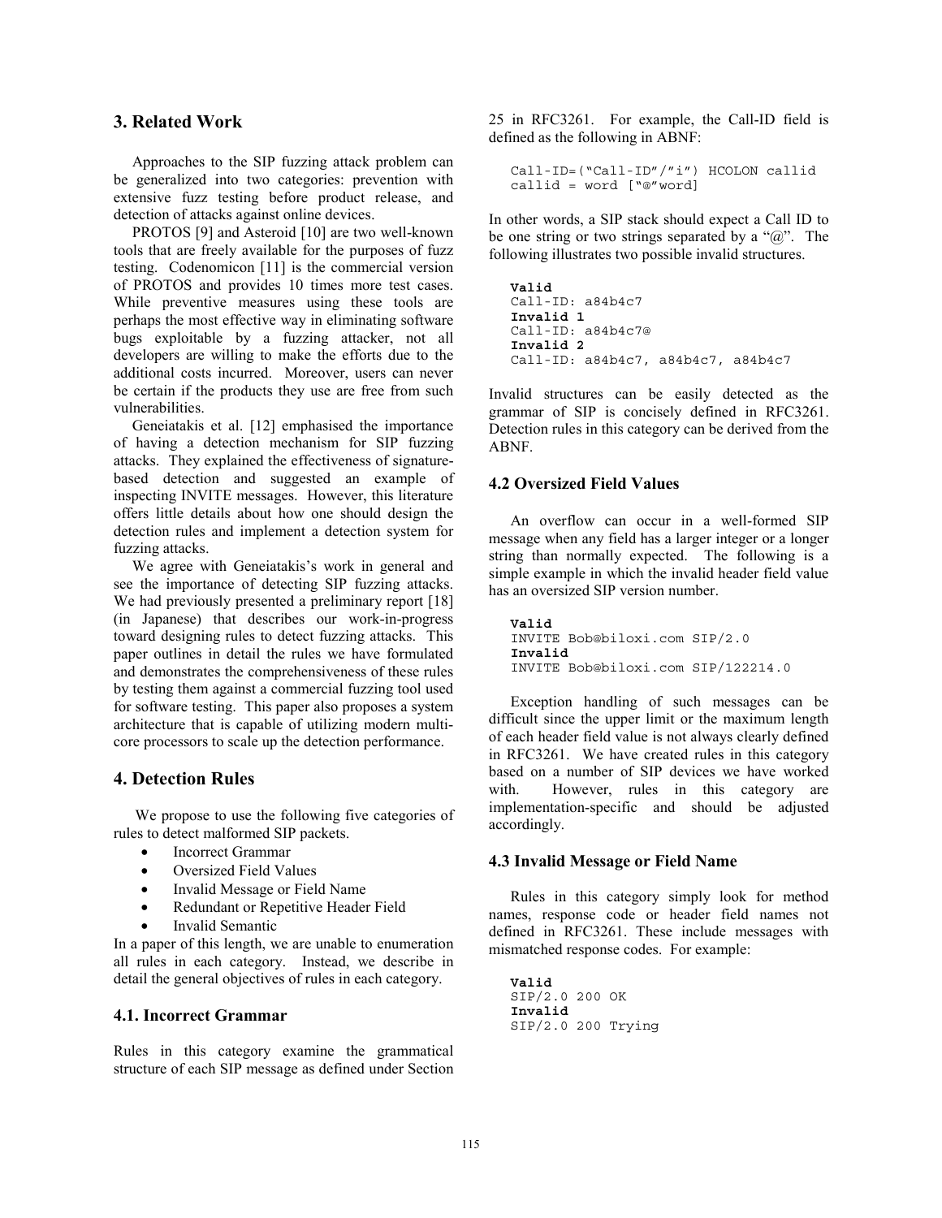## 3. Related Work

Approaches to the SIP fuzzing attack problem can be generalized into two categories: prevention with extensive fuzz testing before product release, and detection of attacks against online devices.

PROTOS [9] and Asteroid [10] are two well-known tools that are freely available for the purposes of fuzz testing. Codenomicon [11] is the commercial version of PROTOS and provides 10 times more test cases. While preventive measures using these tools are perhaps the most effective way in eliminating software bugs exploitable by a fuzzing attacker, not all developers are willing to make the efforts due to the additional costs incurred. Moreover, users can never be certain if the products they use are free from such vulnerabilities.

Geneiatakis et al. [12] emphasised the importance of having a detection mechanism for SIP fuzzing attacks. They explained the effectiveness of signature-based detection and suggested an example of inspecting INVITE messages. However, this literature offers little details about how one should design the detection rules and implement a detection system for fuzzing attacks.

We agree with Geneiatakis's work in general and see the importance of detecting SIP fuzzing attacks. We had previously presented a preliminary report [18] (in Japanese) that describes our work-in-progress toward designing rules to detect fuzzing attacks. This paper outlines in detail the rules we have formulated and demonstrates the comprehensiveness of these rules by testing them against a commercial fuzzing tool used for software testing. This paper also proposes a system architecture that is capable of utilizing modern multi-core processors to scale up the detection performance.

## 4. Detection Rules

We propose to use the following five categories of rules to detect malformed SIP packets.

- Incorrect Grammar
- Oversized Field Values
- Invalid Message or Field Name
- Redundant or Repetitive Header Field
- Invalid Semantic

In a paper of this length, we are unable to enumeration all rules in each category. Instead, we describe in detail the general objectives of rules in each category.

### 4.1. Incorrect Grammar

Rules in this category examine the grammatical structure of each SIP message as defined under Section 25 in RFC3261. For example, the Call-ID field is defined as the following in ABNF:

```
Call-ID=("Call-ID"/"i") HCOLON callid
callid = word ["@"word]
```

In other words, a SIP stack should expect a Call ID to be one string or two strings separated by a "@". The following illustrates two possible invalid structures.

```
Valid
Call-ID: a84b4c7
Invalid 1
Call-ID: a84b4c7@
Invalid 2
Call-ID: a84b4c7, a84b4c7, a84b4c7
```

Invalid structures can be easily detected as the grammar of SIP is concisely defined in RFC3261. Detection rules in this category can be derived from the ABNF.

### 4.2 Oversized Field Values

An overflow can occur in a well-formed SIP message when any field has a larger integer or a longer string than normally expected. The following is a simple example in which the invalid header field value has an oversized SIP version number.

```
Valid
INVITE Bob@biloxi.com SIP/2.0
Invalid
INVITE Bob@biloxi.com SIP/122214.0
```

Exception handling of such messages can be difficult since the upper limit or the maximum length of each header field value is not always clearly defined in RFC3261. We have created rules in this category based on a number of SIP devices we have worked with. However, rules in this category are implementation-specific and should be adjusted accordingly.

### 4.3 Invalid Message or Field Name

Rules in this category simply look for method names, response code or header field names not defined in RFC3261. These include messages with mismatched response codes. For example:

```
Valid
SIP/2.0 200 OK
Invalid
SIP/2.0 200 Trying
```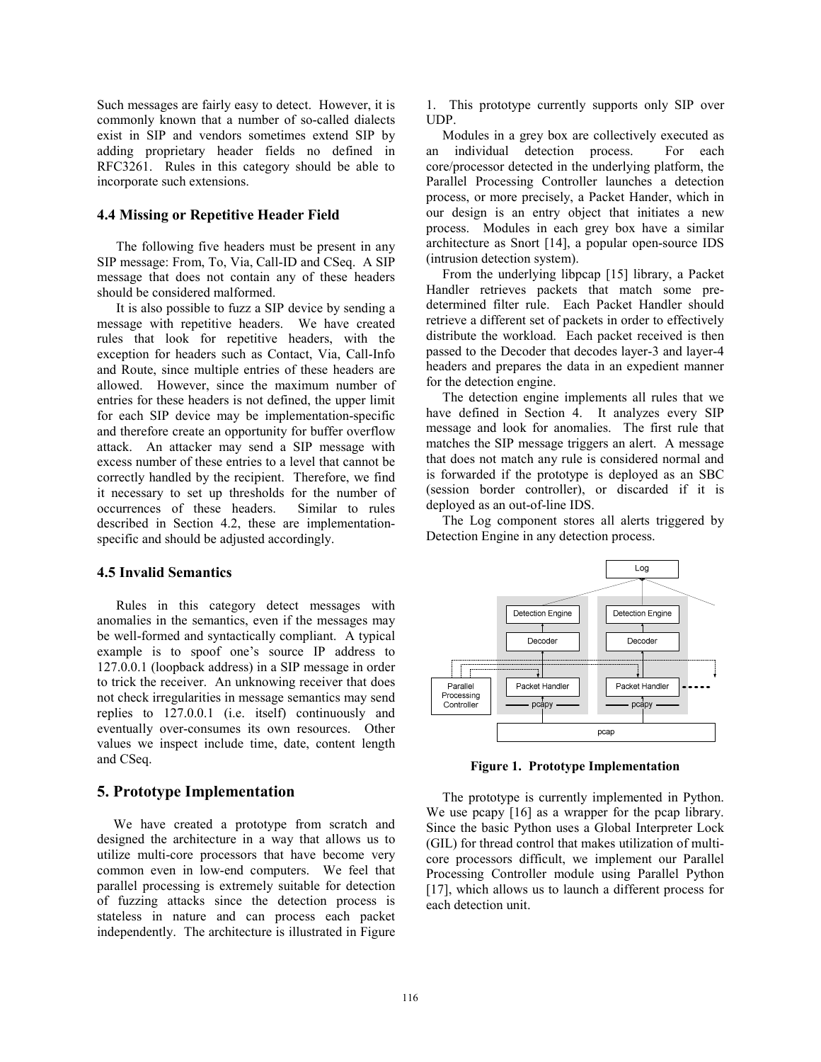Such messages are fairly easy to detect. However, it is commonly known that a number of so-called dialects exist in SIP and vendors sometimes extend SIP by adding proprietary header fields no defined in RFC3261. Rules in this category should be able to incorporate such extensions.

### 4.4 Missing or Repetitive Header Field

The following five headers must be present in any SIP message: From, To, Via, Call-ID and CSeq. A SIP message that does not contain any of these headers should be considered malformed.

It is also possible to fuzz a SIP device by sending a message with repetitive headers. We have created rules that look for repetitive headers, with the exception for headers such as Contact, Via, Call-Info and Route, since multiple entries of these headers are allowed. However, since the maximum number of entries for these headers is not defined, the upper limit for each SIP device may be implementation-specific and therefore create an opportunity for buffer overflow attack. An attacker may send a SIP message with excess number of these entries to a level that cannot be correctly handled by the recipient. Therefore, we find it necessary to set up thresholds for the number of occurrences of these headers. Similar to rules described in Section 4.2, these are implementation-specific and should be adjusted accordingly.

### 4.5 Invalid Semantics

Rules in this category detect messages with anomalies in the semantics, even if the messages may be well-formed and syntactically compliant. A typical example is to spoof one's source IP address to 127.0.0.1 (loopback address) in a SIP message in order to trick the receiver. An unknowing receiver that does not check irregularities in message semantics may send replies to 127.0.0.1 (i.e. itself) continuously and eventually over-consumes its own resources. Other values we inspect include time, date, content length and CSeq.

## 5. Prototype Implementation

We have created a prototype from scratch and designed the architecture in a way that allows us to utilize multi-core processors that have become very common even in low-end computers. We feel that parallel processing is extremely suitable for detection of fuzzing attacks since the detection process is stateless in nature and can process each packet independently. The architecture is illustrated in Figure 1. This prototype currently supports only SIP over UDP.

Modules in a grey box are collectively executed as an individual detection process. For each core/processor detected in the underlying platform, the Parallel Processing Controller launches a detection process, or more precisely, a Packet Hander, which in our design is an entry object that initiates a new process. Modules in each grey box have a similar architecture as Snort [14], a popular open-source IDS (intrusion detection system).

From the underlying libpcap [15] library, a Packet Handler retrieves packets that match some pre-determined filter rule. Each Packet Handler should retrieve a different set of packets in order to effectively distribute the workload. Each packet received is then passed to the Decoder that decodes layer-3 and layer-4 headers and prepares the data in an expedient manner for the detection engine.

The detection engine implements all rules that we have defined in Section 4. It analyzes every SIP message and look for anomalies. The first rule that matches the SIP message triggers an alert. A message that does not match any rule is considered normal and is forwarded if the prototype is deployed as an SBC (session border controller), or discarded if it is deployed as an out-of-line IDS.

The Log component stores all alerts triggered by Detection Engine in any detection process.

**Figure 1. Prototype Implementation**

The prototype is currently implemented in Python. We use pcapy [16] as a wrapper for the pcap library. Since the basic Python uses a Global Interpreter Lock (GIL) for thread control that makes utilization of multi-core processors difficult, we implement our Parallel Processing Controller module using Parallel Python [17], which allows us to launch a different process for each detection unit.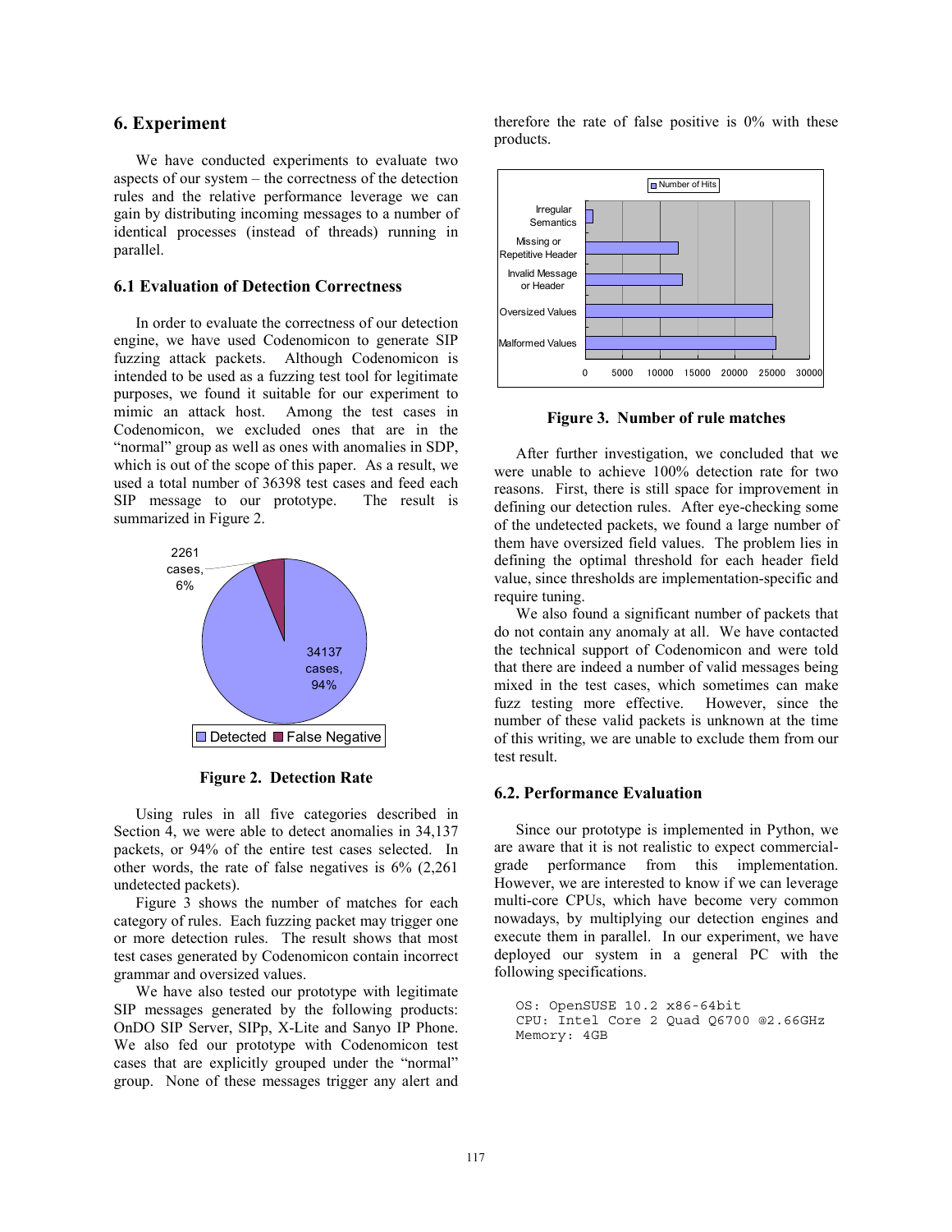## 6. Experiment

We have conducted experiments to evaluate two aspects of our system – the correctness of the detection rules and the relative performance leverage we can gain by distributing incoming messages to a number of identical processes (instead of threads) running in parallel.

### 6.1 Evaluation of Detection Correctness

In order to evaluate the correctness of our detection engine, we have used Codenomicon to generate SIP fuzzing attack packets. Although Codenomicon is intended to be used as a fuzzing test tool for legitimate purposes, we found it suitable for our experiment to mimic an attack host. Among the test cases in Codenomicon, we excluded ones that are in the "normal" group as well as ones with anomalies in SDP, which is out of the scope of this paper. As a result, we used a total number of 36398 test cases and feed each SIP message to our prototype. The result is summarized in Figure 2.

**Figure 2. Detection Rate**

Using rules in all five categories described in Section 4, we were able to detect anomalies in 34,137 packets, or 94% of the entire test cases selected. In other words, the rate of false negatives is 6% (2,261 undetected packets).

Figure 3 shows the number of matches for each category of rules. Each fuzzing packet may trigger one or more detection rules. The result shows that most test cases generated by Codenomicon contain incorrect grammar and oversized values.

We have also tested our prototype with legitimate SIP messages generated by the following products: OnDO SIP Server, SIPp, X-Lite and Sanyo IP Phone. We also fed our prototype with Codenomicon test cases that are explicitly grouped under the "normal" group. None of these messages trigger any alert and therefore the rate of false positive is 0% with these products.

**Figure 3. Number of rule matches**

After further investigation, we concluded that we were unable to achieve 100% detection rate for two reasons. First, there is still space for improvement in defining our detection rules. After eye-checking some of the undetected packets, we found a large number of them have oversized field values. The problem lies in defining the optimal threshold for each header field value, since thresholds are implementation-specific and require tuning.

We also found a significant number of packets that do not contain any anomaly at all. We have contacted the technical support of Codenomicon and were told that there are indeed a number of valid messages being mixed in the test cases, which sometimes can make fuzz testing more effective. However, since the number of these valid packets is unknown at the time of this writing, we are unable to exclude them from our test result.

### 6.2. Performance Evaluation

Since our prototype is implemented in Python, we are aware that it is not realistic to expect commercial-grade performance from this implementation. However, we are interested to know if we can leverage multi-core CPUs, which have become very common nowadays, by multiplying our detection engines and execute them in parallel. In our experiment, we have deployed our system in a general PC with the following specifications.

```
OS: OpenSUSE 10.2 x86-64bit
CPU: Intel Core 2 Quad Q6700 @2.66GHz
Memory: 4GB
```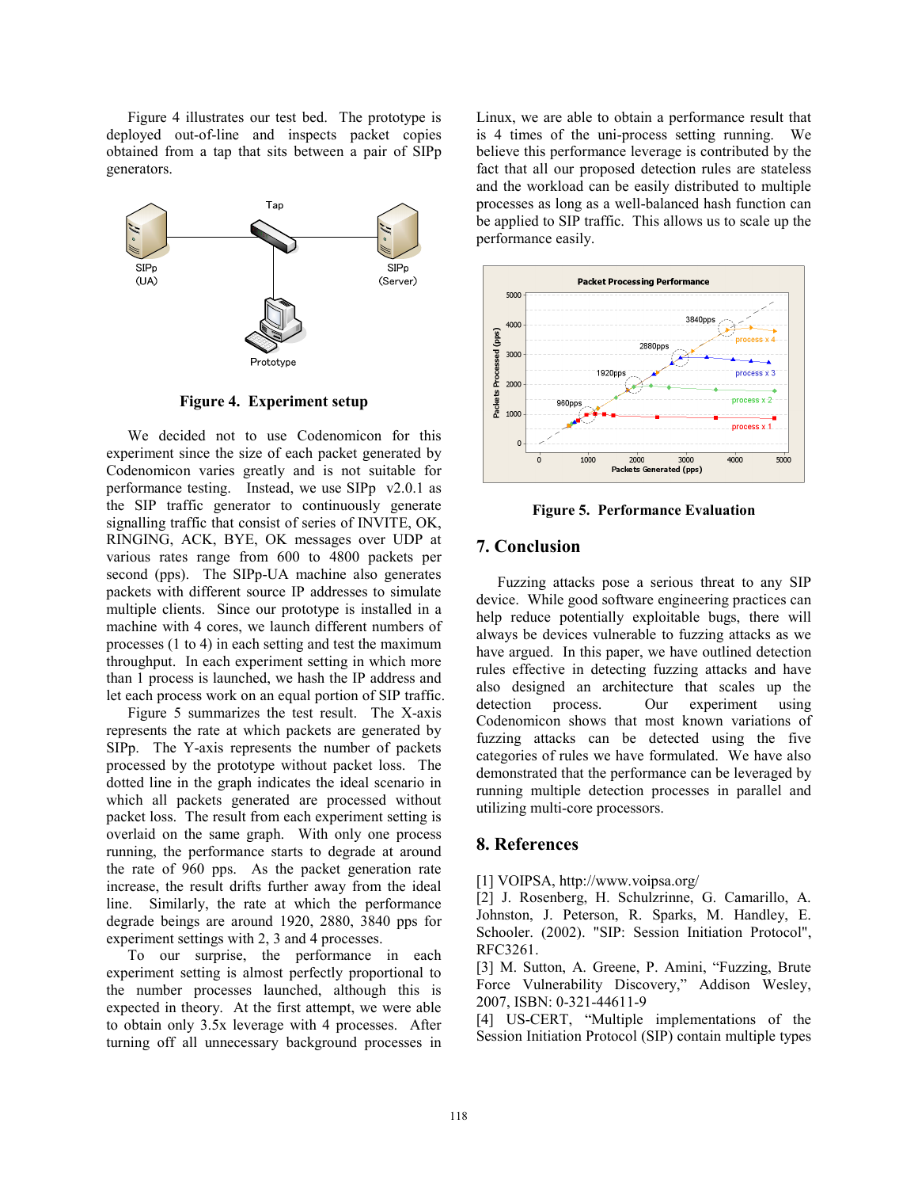Figure 4 illustrates our test bed. The prototype is deployed out-of-line and inspects packet copies obtained from a tap that sits between a pair of SIPp generators.

**Figure 4. Experiment setup**

We decided not to use Codenomicon for this experiment since the size of each packet generated by Codenomicon varies greatly and is not suitable for performance testing. Instead, we use SIPp v2.0.1 as the SIP traffic generator to continuously generate signalling traffic that consist of series of INVITE, OK, RINGING, ACK, BYE, OK messages over UDP at various rates range from 600 to 4800 packets per second (pps). The SIPp-UA machine also generates packets with different source IP addresses to simulate multiple clients. Since our prototype is installed in a machine with 4 cores, we launch different numbers of processes (1 to 4) in each setting and test the maximum throughput. In each experiment setting in which more than 1 process is launched, we hash the IP address and let each process work on an equal portion of SIP traffic.

Figure 5 summarizes the test result. The X-axis represents the rate at which packets are generated by SIPp. The Y-axis represents the number of packets processed by the prototype without packet loss. The dotted line in the graph indicates the ideal scenario in which all packets generated are processed without packet loss. The result from each experiment setting is overlaid on the same graph. With only one process running, the performance starts to degrade at around the rate of 960 pps. As the packet generation rate increase, the result drifts further away from the ideal line. Similarly, the rate at which the performance degrade beings are around 1920, 2880, 3840 pps for experiment settings with 2, 3 and 4 processes.

To our surprise, the performance in each experiment setting is almost perfectly proportional to the number processes launched, although this is expected in theory. At the first attempt, we were able to obtain only 3.5x leverage with 4 processes. After turning off all unnecessary background processes in Linux, we are able to obtain a performance result that is 4 times of the uni-process setting running. We believe this performance leverage is contributed by the fact that all our proposed detection rules are stateless and the workload can be easily distributed to multiple processes as long as a well-balanced hash function can be applied to SIP traffic. This allows us to scale up the performance easily.

**Figure 5. Performance Evaluation**

## 7. Conclusion

Fuzzing attacks pose a serious threat to any SIP device. While good software engineering practices can help reduce potentially exploitable bugs, there will always be devices vulnerable to fuzzing attacks as we have argued. In this paper, we have outlined detection rules effective in detecting fuzzing attacks and have also designed an architecture that scales up the detection process. Our experiment using Codenomicon shows that most known variations of fuzzing attacks can be detected using the five categories of rules we have formulated. We have also demonstrated that the performance can be leveraged by running multiple detection processes in parallel and utilizing multi-core processors.

## 8. References

[1] VOIPSA, http://www.voipsa.org/

[2] J. Rosenberg, H. Schulzrinne, G. Camarillo, A. Johnston, J. Peterson, R. Sparks, M. Handley, E. Schooler. (2002). "SIP: Session Initiation Protocol", RFC3261.

[3] M. Sutton, A. Greene, P. Amini, "Fuzzing, Brute Force Vulnerability Discovery," Addison Wesley, 2007, ISBN: 0-321-44611-9

[4] US-CERT, "Multiple implementations of the Session Initiation Protocol (SIP) contain multiple types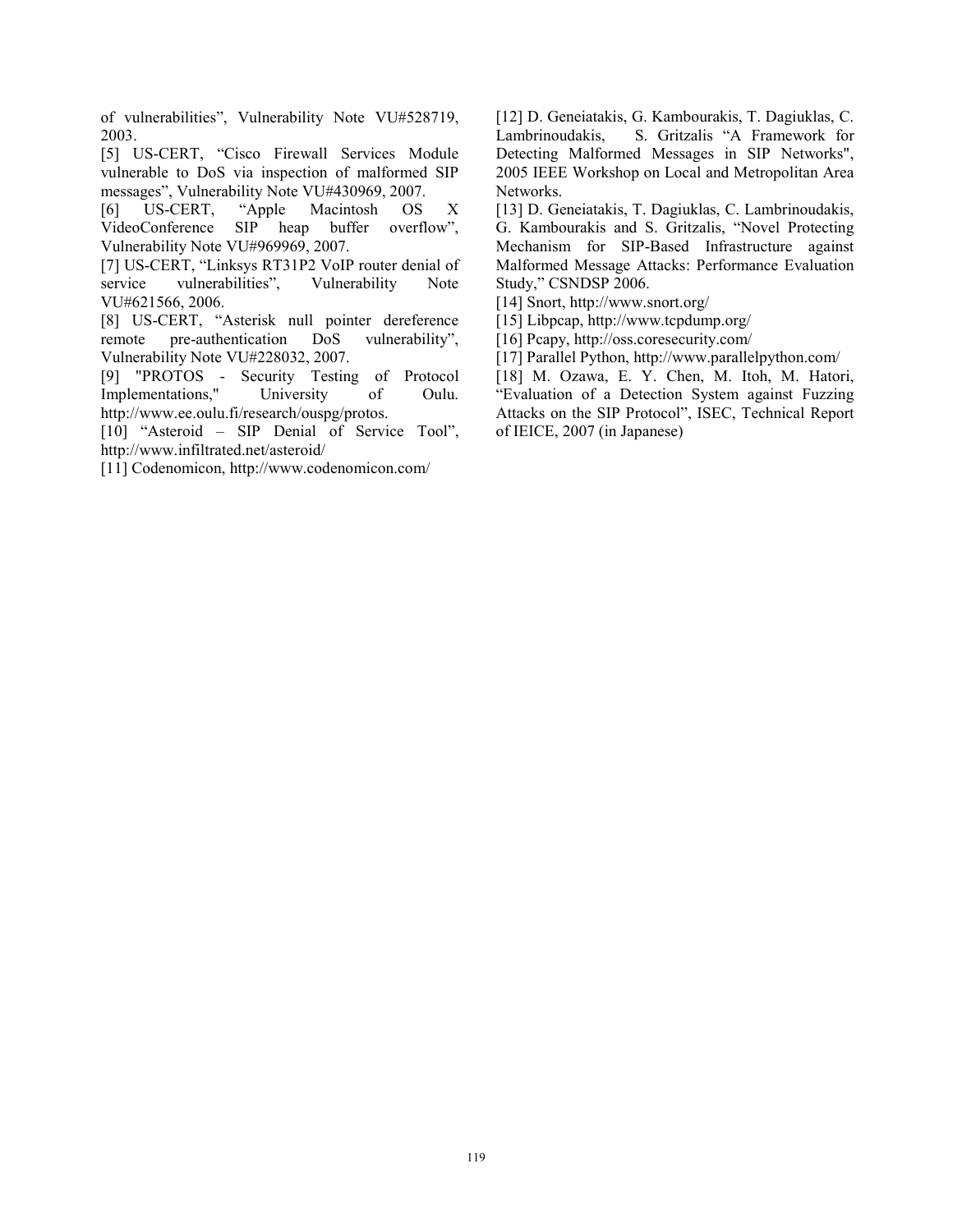of vulnerabilities", Vulnerability Note VU#528719, 2003.

[5] US-CERT, "Cisco Firewall Services Module vulnerable to DoS via inspection of malformed SIP messages", Vulnerability Note VU#430969, 2007.

[6] US-CERT, "Apple Macintosh OS X VideoConference SIP heap buffer overflow", Vulnerability Note VU#969969, 2007.

[7] US-CERT, "Linksys RT31P2 VoIP router denial of service vulnerabilities", Vulnerability Note VU#621566, 2006.

[8] US-CERT, "Asterisk null pointer dereference remote pre-authentication DoS vulnerability", Vulnerability Note VU#228032, 2007.

[9] "PROTOS - Security Testing of Protocol Implementations," University of Oulu. http://www.ee.oulu.fi/research/ouspg/protos.

[10] "Asteroid – SIP Denial of Service Tool", http://www.infiltrated.net/asteroid/

[11] Codenomicon, http://www.codenomicon.com/

[12] D. Geneiatakis, G. Kambourakis, T. Dagiuklas, C. Lambrinoudakis, S. Gritzalis "A Framework for Detecting Malformed Messages in SIP Networks", 2005 IEEE Workshop on Local and Metropolitan Area Networks.

[13] D. Geneiatakis, T. Dagiuklas, C. Lambrinoudakis, G. Kambourakis and S. Gritzalis, "Novel Protecting Mechanism for SIP-Based Infrastructure against Malformed Message Attacks: Performance Evaluation Study," CSNDSP 2006.

[14] Snort, http://www.snort.org/

[15] Libpcap, http://www.tcpdump.org/

[16] Pcapy, http://oss.coresecurity.com/

[17] Parallel Python, http://www.parallelpython.com/

[18] M. Ozawa, E. Y. Chen, M. Itoh, M. Hatori, "Evaluation of a Detection System against Fuzzing Attacks on the SIP Protocol", ISEC, Technical Report of IEICE, 2007 (in Japanese)